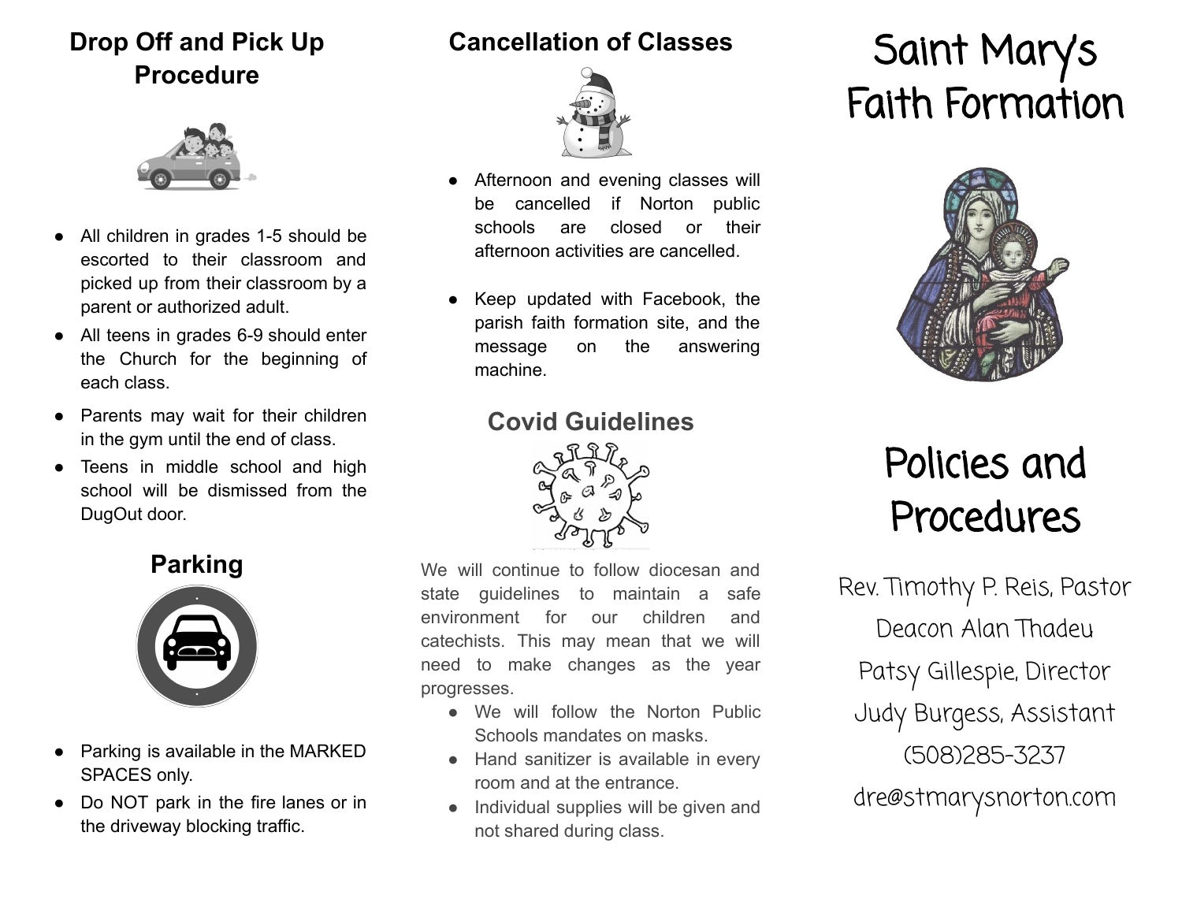## Drop Off and Pick Up Procedure

- All children in grades 1-5 should be escorted to their classroom and picked up from their classroom by a parent or authorized adult.
- All teens in grades 6-9 should enter the Church for the beginning of each class.
- Parents may wait for their children in the gym until the end of class.
- Teens in middle school and high school will be dismissed from the DugOut door.

## Parking

- Parking is available in the MARKED SPACES only.
- Do NOT park in the fire lanes or in the driveway blocking traffic.

## Cancellation of Classes

- Afternoon and evening classes will be cancelled if Norton public schools are closed or their afternoon activities are cancelled.
- Keep updated with Facebook, the parish faith formation site, and the message on the answering machine.

## Covid Guidelines

We will continue to follow diocesan and state guidelines to maintain a safe environment for our children and catechists. This may mean that we will need to make changes as the year progresses.

- We will follow the Norton Public Schools mandates on masks.
- Hand sanitizer is available in every room and at the entrance.
- Individual supplies will be given and not shared during class.

# Saint Mary's Faith Formation

# Policies and Procedures

Rev. Timothy P. Reis, Pastor

Deacon Alan Thadeu

Patsy Gillespie, Director

Judy Burgess, Assistant

(508)285-3237

dre@stmarysnorton.com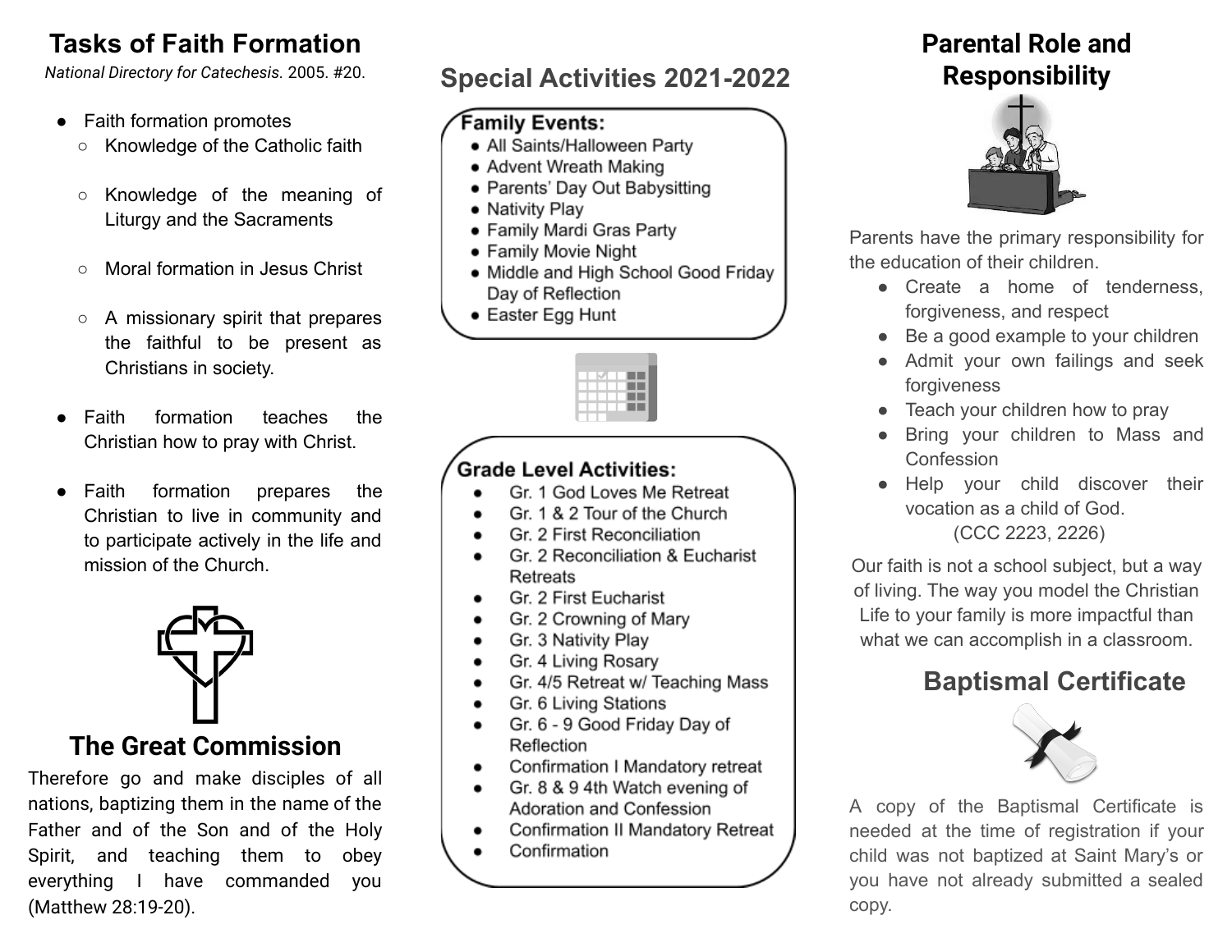## Tasks of Faith Formation

*National Directory for Catechesis.* 2005. #20.

- Faith formation promotes
  - Knowledge of the Catholic faith
  - Knowledge of the meaning of Liturgy and the Sacraments
  - Moral formation in Jesus Christ
  - A missionary spirit that prepares the faithful to be present as Christians in society.
- Faith formation teaches the Christian how to pray with Christ.
- Faith formation prepares the Christian to live in community and to participate actively in the life and mission of the Church.

## The Great Commission

Therefore go and make disciples of all nations, baptizing them in the name of the Father and of the Son and of the Holy Spirit, and teaching them to obey everything I have commanded you (Matthew 28:19-20).

## Special Activities 2021-2022

**Family Events:**

- All Saints/Halloween Party
- Advent Wreath Making
- Parents' Day Out Babysitting
- Nativity Play
- Family Mardi Gras Party
- Family Movie Night
- Middle and High School Good Friday Day of Reflection
- Easter Egg Hunt

**Grade Level Activities:**

- Gr. 1 God Loves Me Retreat
- Gr. 1 & 2 Tour of the Church
- Gr. 2 First Reconciliation
- Gr. 2 Reconciliation & Eucharist Retreats
- Gr. 2 First Eucharist
- Gr. 2 Crowning of Mary
- Gr. 3 Nativity Play
- Gr. 4 Living Rosary
- Gr. 4/5 Retreat w/ Teaching Mass
- Gr. 6 Living Stations
- Gr. 6 - 9 Good Friday Day of Reflection
- Confirmation I Mandatory retreat
- Gr. 8 & 9 4th Watch evening of Adoration and Confession
- Confirmation II Mandatory Retreat
- Confirmation

## Parental Role and Responsibility

Parents have the primary responsibility for the education of their children.

- Create a home of tenderness, forgiveness, and respect
- Be a good example to your children
- Admit your own failings and seek forgiveness
- Teach your children how to pray
- Bring your children to Mass and Confession
- Help your child discover their vocation as a child of God.

(CCC 2223, 2226)

Our faith is not a school subject, but a way of living. The way you model the Christian Life to your family is more impactful than what we can accomplish in a classroom.

## Baptismal Certificate

A copy of the Baptismal Certificate is needed at the time of registration if your child was not baptized at Saint Mary's or you have not already submitted a sealed copy.